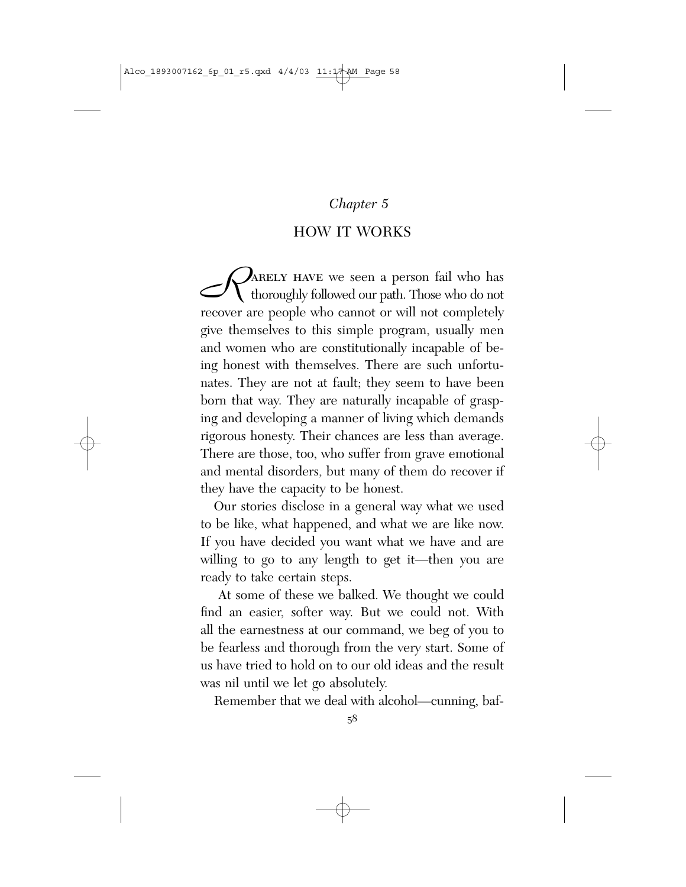*Chapter 5*

# HOW IT WORKS

Rarely have we seen a person fail who has thoroughly followed our path. Those who do not recover are people who cannot or will not completely give themselves to this simple program, usually men and women who are constitutionally incapable of being honest with themselves. There are such unfortunates. They are not at fault; they seem to have been born that way. They are naturally incapable of grasping and developing a manner of living which demands rigorous honesty. Their chances are less than average. There are those, too, who suffer from grave emotional and mental disorders, but many of them do recover if they have the capacity to be honest.

Our stories disclose in a general way what we used to be like, what happened, and what we are like now. If you have decided you want what we have and are willing to go to any length to get it—then you are ready to take certain steps.

At some of these we balked. We thought we could find an easier, softer way. But we could not. With all the earnestness at our command, we beg of you to be fearless and thorough from the very start. Some of us have tried to hold on to our old ideas and the result was nil until we let go absolutely.

Remember that we deal with alcohol—cunning, baf-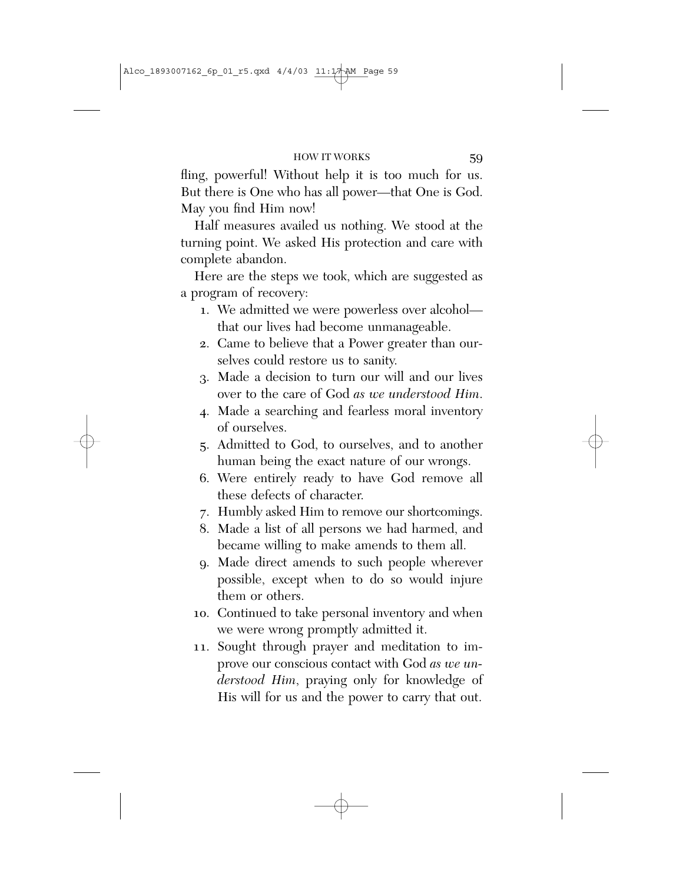fling, powerful! Without help it is too much for us. But there is One who has all power—that One is God. May you find Him now!

Half measures availed us nothing. We stood at the turning point. We asked His protection and care with complete abandon.

Here are the steps we took, which are suggested as a program of recovery:

1. We admitted we were powerless over alcohol—that our lives had become unmanageable.
2. Came to believe that a Power greater than ourselves could restore us to sanity.
3. Made a decision to turn our will and our lives over to the care of God *as we understood Him*.
4. Made a searching and fearless moral inventory of ourselves.
5. Admitted to God, to ourselves, and to another human being the exact nature of our wrongs.
6. Were entirely ready to have God remove all these defects of character.
7. Humbly asked Him to remove our shortcomings.
8. Made a list of all persons we had harmed, and became willing to make amends to them all.
9. Made direct amends to such people wherever possible, except when to do so would injure them or others.
10. Continued to take personal inventory and when we were wrong promptly admitted it.
11. Sought through prayer and meditation to improve our conscious contact with God *as we understood Him*, praying only for knowledge of His will for us and the power to carry that out.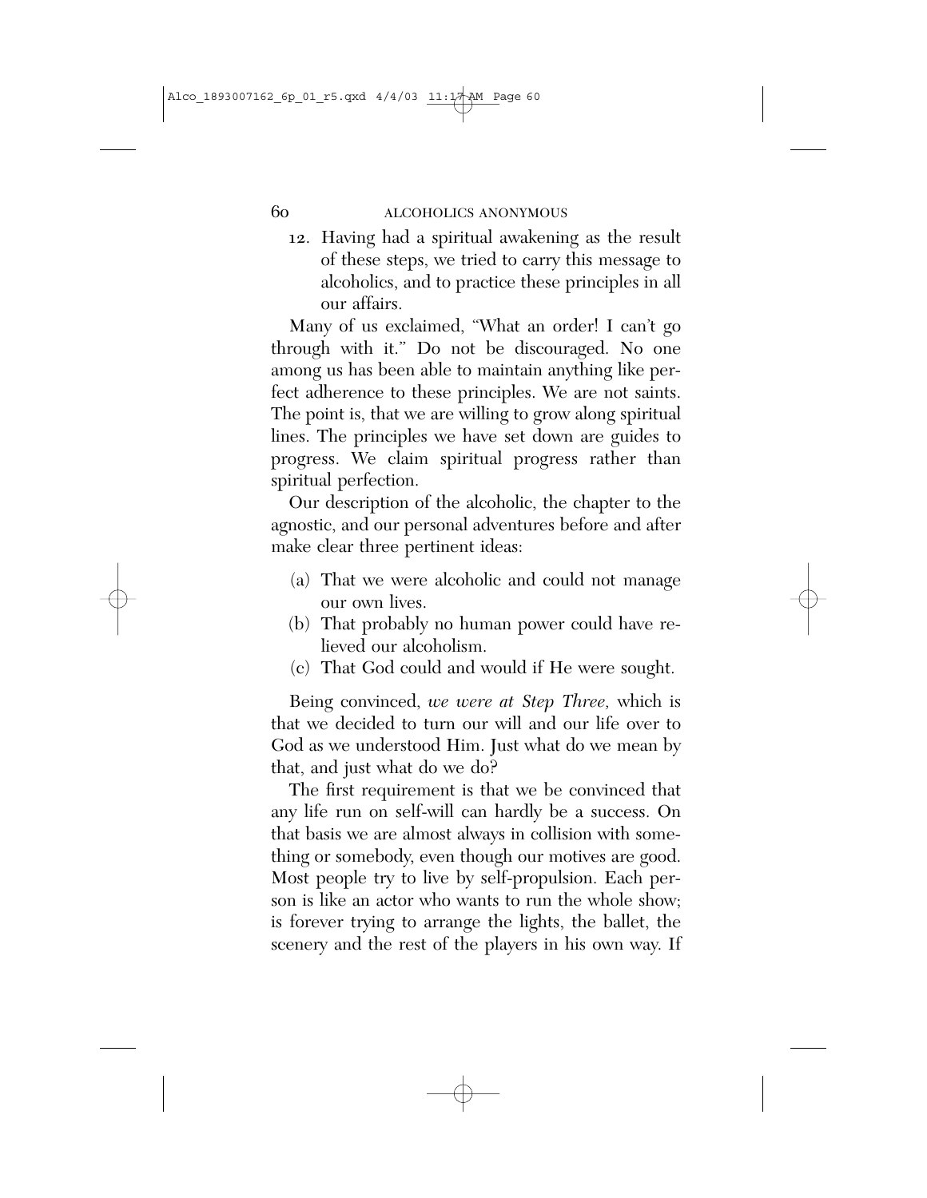12. Having had a spiritual awakening as the result of these steps, we tried to carry this message to alcoholics, and to practice these principles in all our affairs.

Many of us exclaimed, "What an order! I can't go through with it." Do not be discouraged. No one among us has been able to maintain anything like perfect adherence to these principles. We are not saints. The point is, that we are willing to grow along spiritual lines. The principles we have set down are guides to progress. We claim spiritual progress rather than spiritual perfection.

Our description of the alcoholic, the chapter to the agnostic, and our personal adventures before and after make clear three pertinent ideas:

(a) That we were alcoholic and could not manage our own lives.
(b) That probably no human power could have relieved our alcoholism.
(c) That God could and would if He were sought.

Being convinced, *we were at Step Three,* which is that we decided to turn our will and our life over to God as we understood Him. Just what do we mean by that, and just what do we do?

The first requirement is that we be convinced that any life run on self-will can hardly be a success. On that basis we are almost always in collision with something or somebody, even though our motives are good. Most people try to live by self-propulsion. Each person is like an actor who wants to run the whole show; is forever trying to arrange the lights, the ballet, the scenery and the rest of the players in his own way. If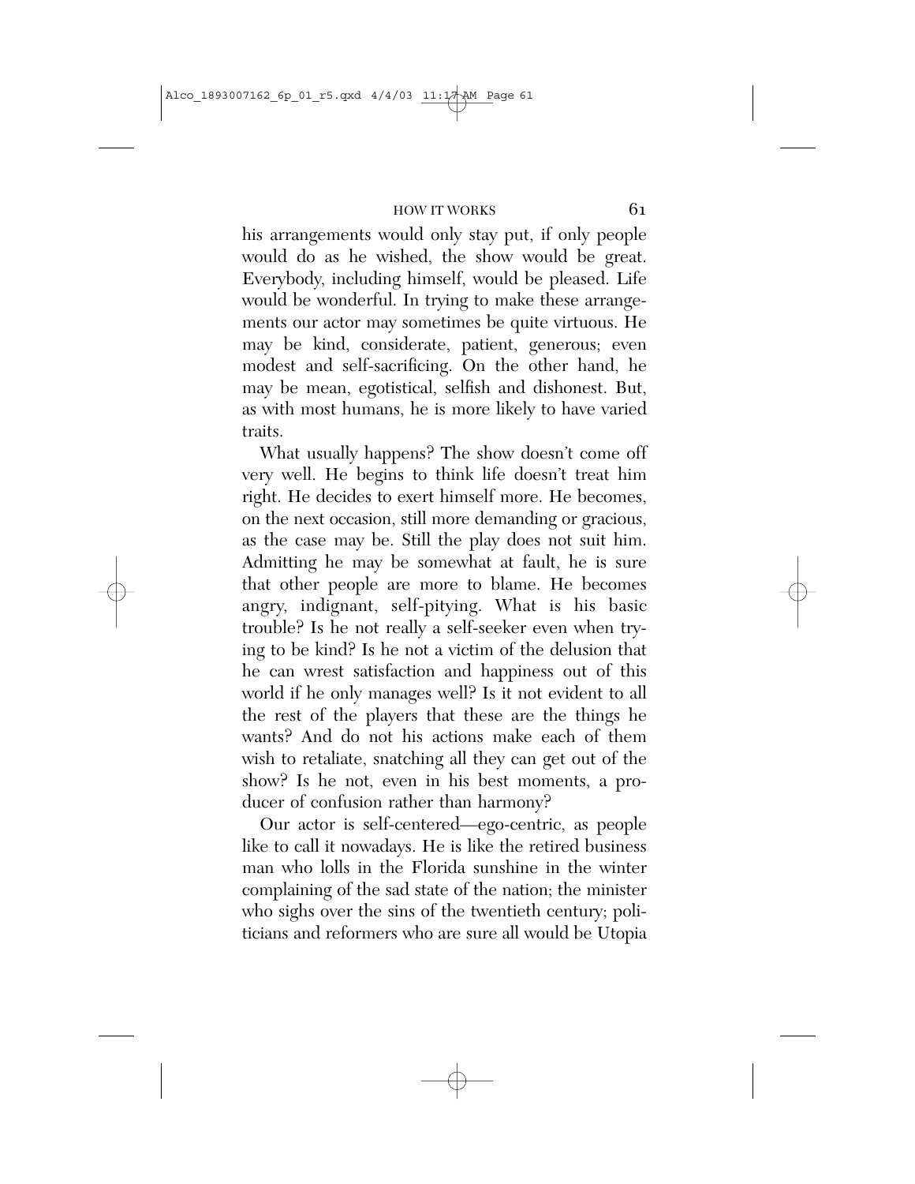his arrangements would only stay put, if only people would do as he wished, the show would be great. Everybody, including himself, would be pleased. Life would be wonderful. In trying to make these arrangements our actor may sometimes be quite virtuous. He may be kind, considerate, patient, generous; even modest and self-sacrificing. On the other hand, he may be mean, egotistical, selfish and dishonest. But, as with most humans, he is more likely to have varied traits.

What usually happens? The show doesn't come off very well. He begins to think life doesn't treat him right. He decides to exert himself more. He becomes, on the next occasion, still more demanding or gracious, as the case may be. Still the play does not suit him. Admitting he may be somewhat at fault, he is sure that other people are more to blame. He becomes angry, indignant, self-pitying. What is his basic trouble? Is he not really a self-seeker even when trying to be kind? Is he not a victim of the delusion that he can wrest satisfaction and happiness out of this world if he only manages well? Is it not evident to all the rest of the players that these are the things he wants? And do not his actions make each of them wish to retaliate, snatching all they can get out of the show? Is he not, even in his best moments, a producer of confusion rather than harmony?

Our actor is self-centered—ego-centric, as people like to call it nowadays. He is like the retired business man who lolls in the Florida sunshine in the winter complaining of the sad state of the nation; the minister who sighs over the sins of the twentieth century; politicians and reformers who are sure all would be Utopia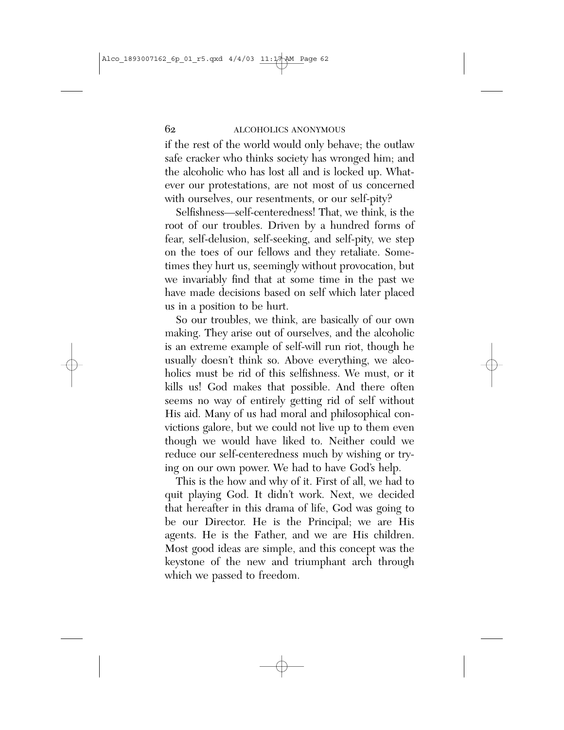if the rest of the world would only behave; the outlaw safe cracker who thinks society has wronged him; and the alcoholic who has lost all and is locked up. Whatever our protestations, are not most of us concerned with ourselves, our resentments, or our self-pity?

Selfishness—self-centeredness! That, we think, is the root of our troubles. Driven by a hundred forms of fear, self-delusion, self-seeking, and self-pity, we step on the toes of our fellows and they retaliate. Sometimes they hurt us, seemingly without provocation, but we invariably find that at some time in the past we have made decisions based on self which later placed us in a position to be hurt.

So our troubles, we think, are basically of our own making. They arise out of ourselves, and the alcoholic is an extreme example of self-will run riot, though he usually doesn't think so. Above everything, we alcoholics must be rid of this selfishness. We must, or it kills us! God makes that possible. And there often seems no way of entirely getting rid of self without His aid. Many of us had moral and philosophical convictions galore, but we could not live up to them even though we would have liked to. Neither could we reduce our self-centeredness much by wishing or trying on our own power. We had to have God's help.

This is the how and why of it. First of all, we had to quit playing God. It didn't work. Next, we decided that hereafter in this drama of life, God was going to be our Director. He is the Principal; we are His agents. He is the Father, and we are His children. Most good ideas are simple, and this concept was the keystone of the new and triumphant arch through which we passed to freedom.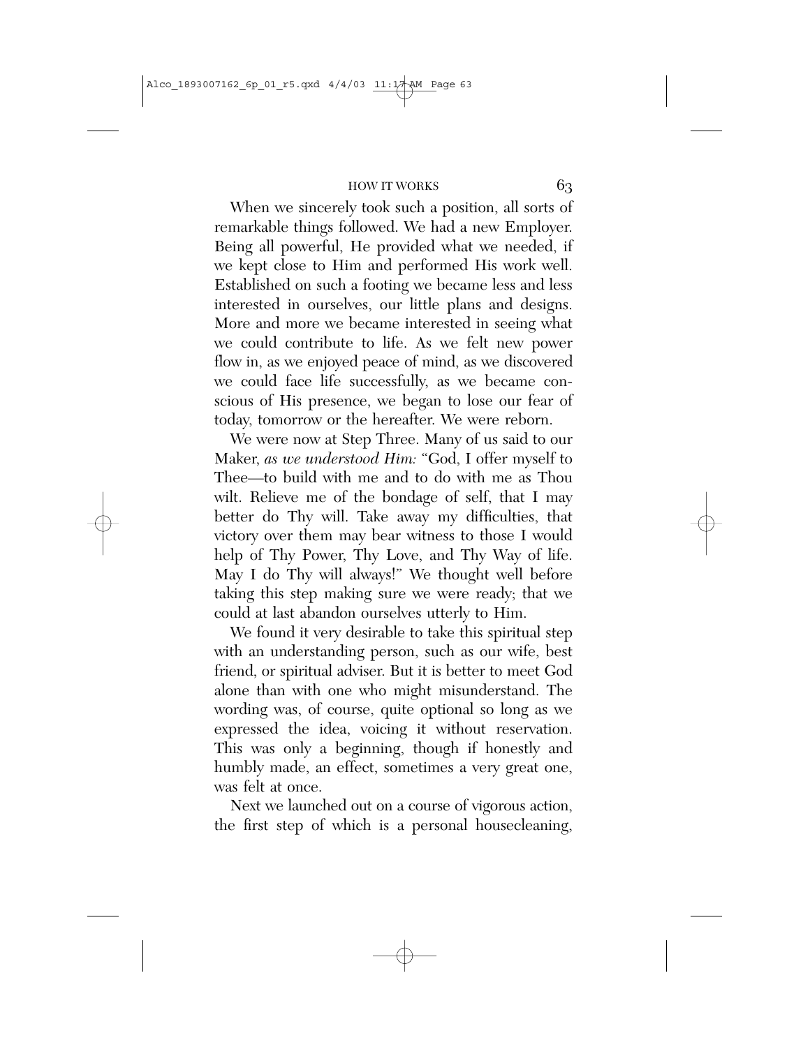When we sincerely took such a position, all sorts of remarkable things followed. We had a new Employer. Being all powerful, He provided what we needed, if we kept close to Him and performed His work well. Established on such a footing we became less and less interested in ourselves, our little plans and designs. More and more we became interested in seeing what we could contribute to life. As we felt new power flow in, as we enjoyed peace of mind, as we discovered we could face life successfully, as we became conscious of His presence, we began to lose our fear of today, tomorrow or the hereafter. We were reborn.

We were now at Step Three. Many of us said to our Maker, *as we understood Him:* "God, I offer myself to Thee—to build with me and to do with me as Thou wilt. Relieve me of the bondage of self, that I may better do Thy will. Take away my difficulties, that victory over them may bear witness to those I would help of Thy Power, Thy Love, and Thy Way of life. May I do Thy will always!" We thought well before taking this step making sure we were ready; that we could at last abandon ourselves utterly to Him.

We found it very desirable to take this spiritual step with an understanding person, such as our wife, best friend, or spiritual adviser. But it is better to meet God alone than with one who might misunderstand. The wording was, of course, quite optional so long as we expressed the idea, voicing it without reservation. This was only a beginning, though if honestly and humbly made, an effect, sometimes a very great one, was felt at once.

Next we launched out on a course of vigorous action, the first step of which is a personal housecleaning,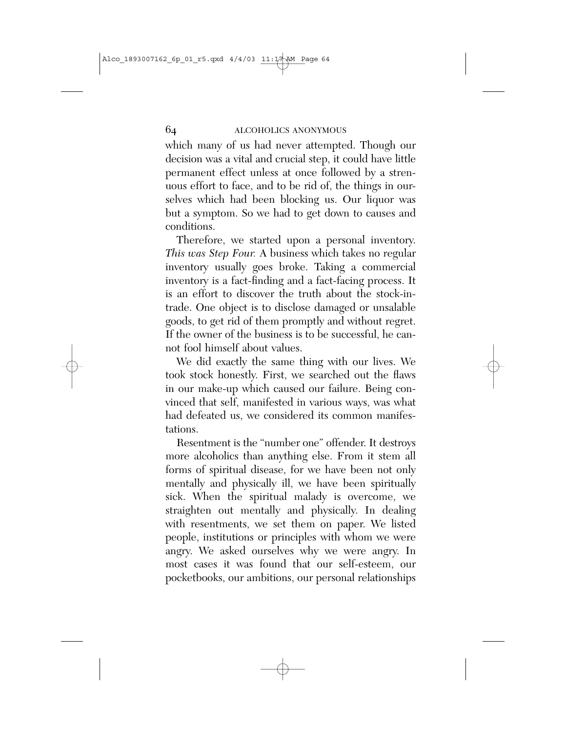which many of us had never attempted. Though our decision was a vital and crucial step, it could have little permanent effect unless at once followed by a strenuous effort to face, and to be rid of, the things in ourselves which had been blocking us. Our liquor was but a symptom. So we had to get down to causes and conditions.

Therefore, we started upon a personal inventory. *This was Step Four.* A business which takes no regular inventory usually goes broke. Taking a commercial inventory is a fact-finding and a fact-facing process. It is an effort to discover the truth about the stock-in-trade. One object is to disclose damaged or unsalable goods, to get rid of them promptly and without regret. If the owner of the business is to be successful, he cannot fool himself about values.

We did exactly the same thing with our lives. We took stock honestly. First, we searched out the flaws in our make-up which caused our failure. Being convinced that self, manifested in various ways, was what had defeated us, we considered its common manifestations.

Resentment is the "number one" offender. It destroys more alcoholics than anything else. From it stem all forms of spiritual disease, for we have been not only mentally and physically ill, we have been spiritually sick. When the spiritual malady is overcome, we straighten out mentally and physically. In dealing with resentments, we set them on paper. We listed people, institutions or principles with whom we were angry. We asked ourselves why we were angry. In most cases it was found that our self-esteem, our pocketbooks, our ambitions, our personal relationships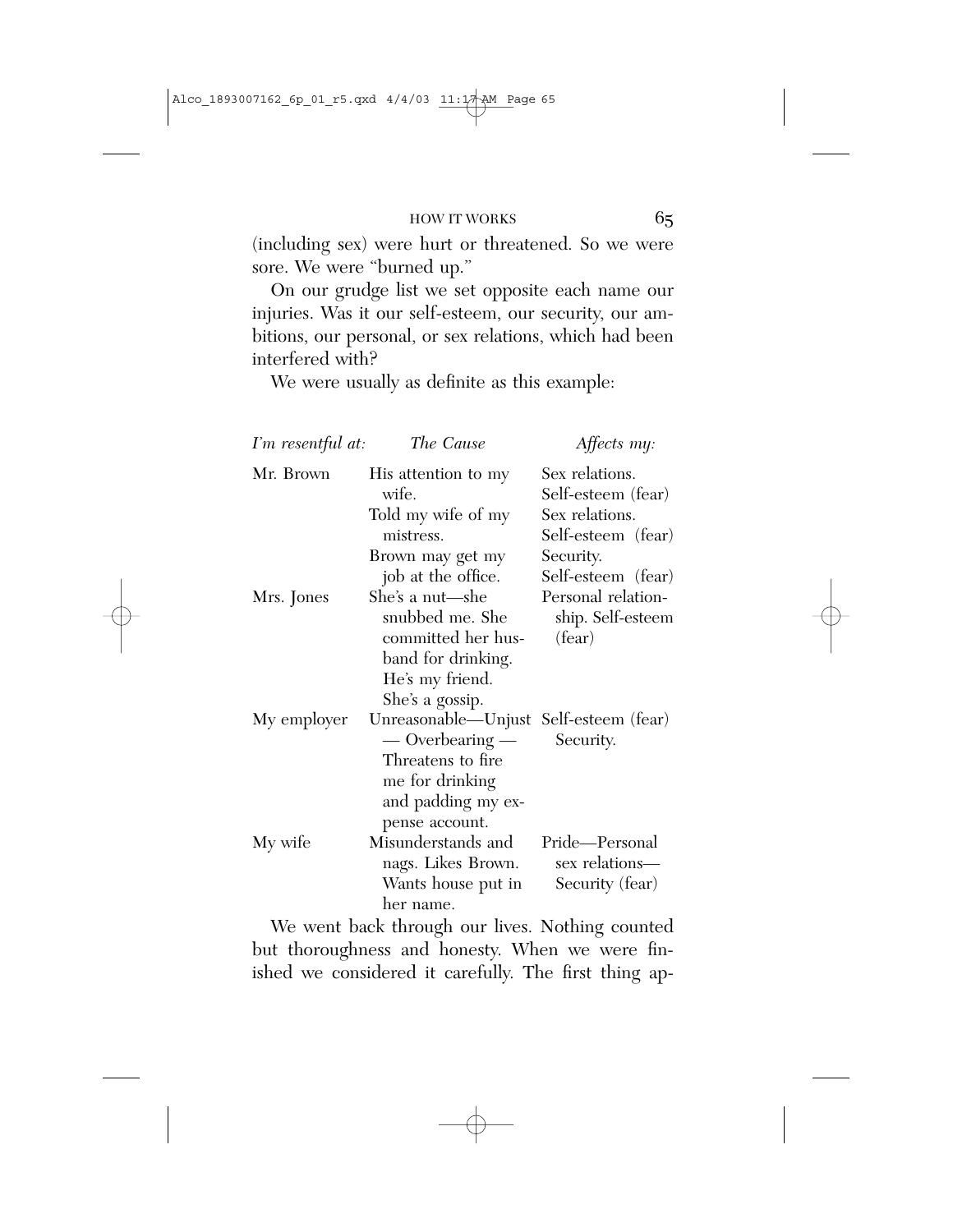(including sex) were hurt or threatened. So we were sore. We were "burned up."

On our grudge list we set opposite each name our injuries. Was it our self-esteem, our security, our ambitions, our personal, or sex relations, which had been interfered with?

We were usually as definite as this example:

| *I'm resentful at:* | *The Cause* | *Affects my:* |
|---|---|---|
| Mr. Brown | His attention to my wife. | Sex relations. Self-esteem (fear) |
| | Told my wife of my mistress. | Sex relations. Self-esteem (fear) |
| | Brown may get my job at the office. | Security. Self-esteem (fear) |
| Mrs. Jones | She's a nut—she snubbed me. She committed her husband for drinking. He's my friend. She's a gossip. | Personal relationship. Self-esteem (fear) |
| My employer | Unreasonable—Unjust — Overbearing — Threatens to fire me for drinking and padding my expense account. | Self-esteem (fear) Security. |
| My wife | Misunderstands and nags. Likes Brown. Wants house put in her name. | Pride—Personal sex relations— Security (fear) |

We went back through our lives. Nothing counted but thoroughness and honesty. When we were finished we considered it carefully. The first thing ap-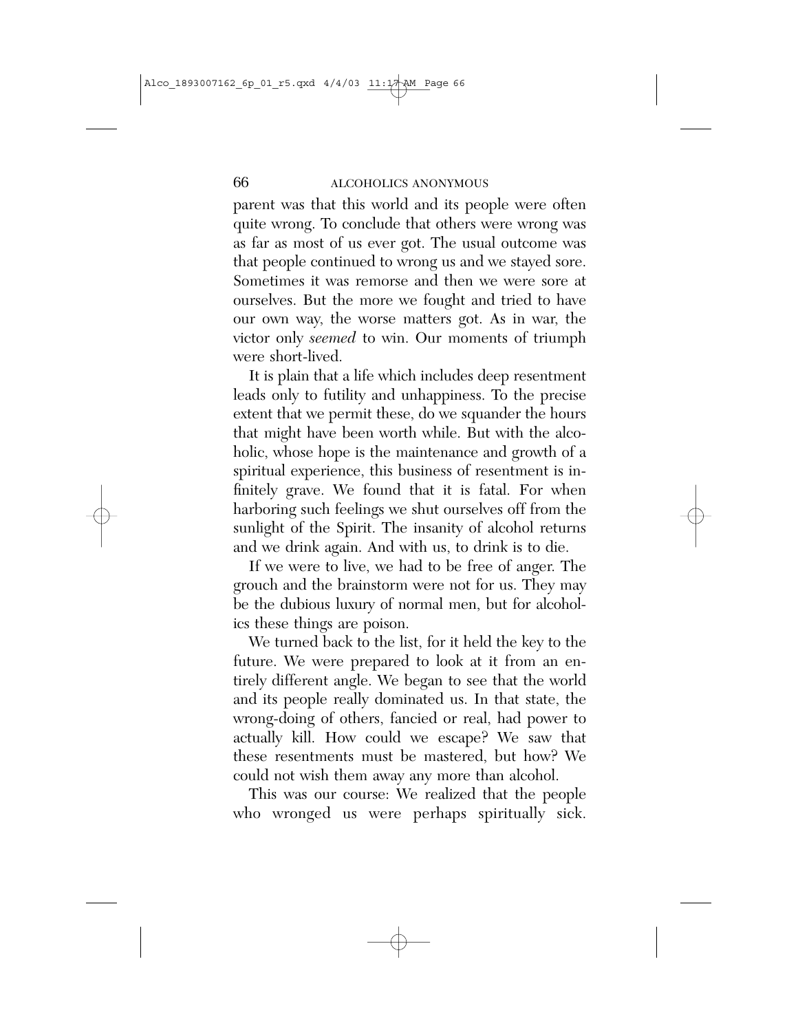parent was that this world and its people were often quite wrong. To conclude that others were wrong was as far as most of us ever got. The usual outcome was that people continued to wrong us and we stayed sore. Sometimes it was remorse and then we were sore at ourselves. But the more we fought and tried to have our own way, the worse matters got. As in war, the victor only *seemed* to win. Our moments of triumph were short-lived.

It is plain that a life which includes deep resentment leads only to futility and unhappiness. To the precise extent that we permit these, do we squander the hours that might have been worth while. But with the alcoholic, whose hope is the maintenance and growth of a spiritual experience, this business of resentment is infinitely grave. We found that it is fatal. For when harboring such feelings we shut ourselves off from the sunlight of the Spirit. The insanity of alcohol returns and we drink again. And with us, to drink is to die.

If we were to live, we had to be free of anger. The grouch and the brainstorm were not for us. They may be the dubious luxury of normal men, but for alcoholics these things are poison.

We turned back to the list, for it held the key to the future. We were prepared to look at it from an entirely different angle. We began to see that the world and its people really dominated us. In that state, the wrong-doing of others, fancied or real, had power to actually kill. How could we escape? We saw that these resentments must be mastered, but how? We could not wish them away any more than alcohol.

This was our course: We realized that the people who wronged us were perhaps spiritually sick.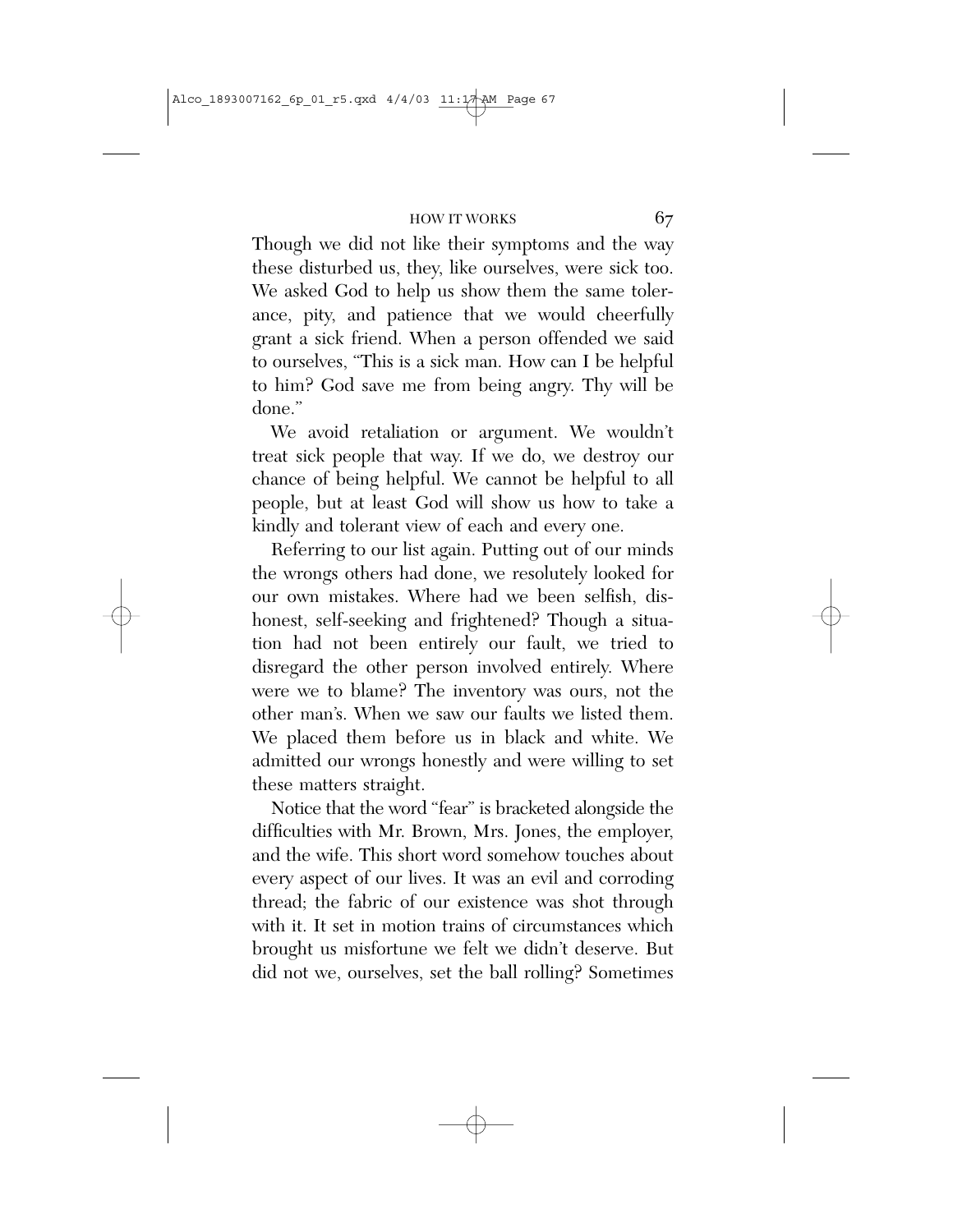Though we did not like their symptoms and the way these disturbed us, they, like ourselves, were sick too. We asked God to help us show them the same tolerance, pity, and patience that we would cheerfully grant a sick friend. When a person offended we said to ourselves, "This is a sick man. How can I be helpful to him? God save me from being angry. Thy will be done."

We avoid retaliation or argument. We wouldn't treat sick people that way. If we do, we destroy our chance of being helpful. We cannot be helpful to all people, but at least God will show us how to take a kindly and tolerant view of each and every one.

Referring to our list again. Putting out of our minds the wrongs others had done, we resolutely looked for our own mistakes. Where had we been selfish, dishonest, self-seeking and frightened? Though a situation had not been entirely our fault, we tried to disregard the other person involved entirely. Where were we to blame? The inventory was ours, not the other man's. When we saw our faults we listed them. We placed them before us in black and white. We admitted our wrongs honestly and were willing to set these matters straight.

Notice that the word "fear" is bracketed alongside the difficulties with Mr. Brown, Mrs. Jones, the employer, and the wife. This short word somehow touches about every aspect of our lives. It was an evil and corroding thread; the fabric of our existence was shot through with it. It set in motion trains of circumstances which brought us misfortune we felt we didn't deserve. But did not we, ourselves, set the ball rolling? Sometimes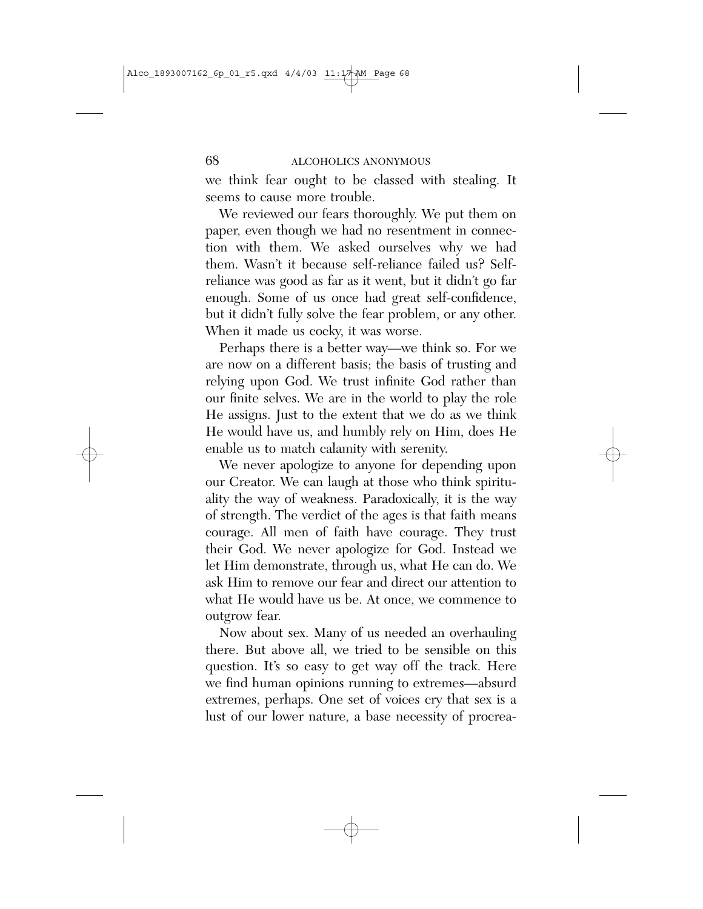we think fear ought to be classed with stealing. It seems to cause more trouble.

We reviewed our fears thoroughly. We put them on paper, even though we had no resentment in connection with them. We asked ourselves why we had them. Wasn't it because self-reliance failed us? Self-reliance was good as far as it went, but it didn't go far enough. Some of us once had great self-confidence, but it didn't fully solve the fear problem, or any other. When it made us cocky, it was worse.

Perhaps there is a better way—we think so. For we are now on a different basis; the basis of trusting and relying upon God. We trust infinite God rather than our finite selves. We are in the world to play the role He assigns. Just to the extent that we do as we think He would have us, and humbly rely on Him, does He enable us to match calamity with serenity.

We never apologize to anyone for depending upon our Creator. We can laugh at those who think spirituality the way of weakness. Paradoxically, it is the way of strength. The verdict of the ages is that faith means courage. All men of faith have courage. They trust their God. We never apologize for God. Instead we let Him demonstrate, through us, what He can do. We ask Him to remove our fear and direct our attention to what He would have us be. At once, we commence to outgrow fear.

Now about sex. Many of us needed an overhauling there. But above all, we tried to be sensible on this question. It's so easy to get way off the track. Here we find human opinions running to extremes—absurd extremes, perhaps. One set of voices cry that sex is a lust of our lower nature, a base necessity of procrea-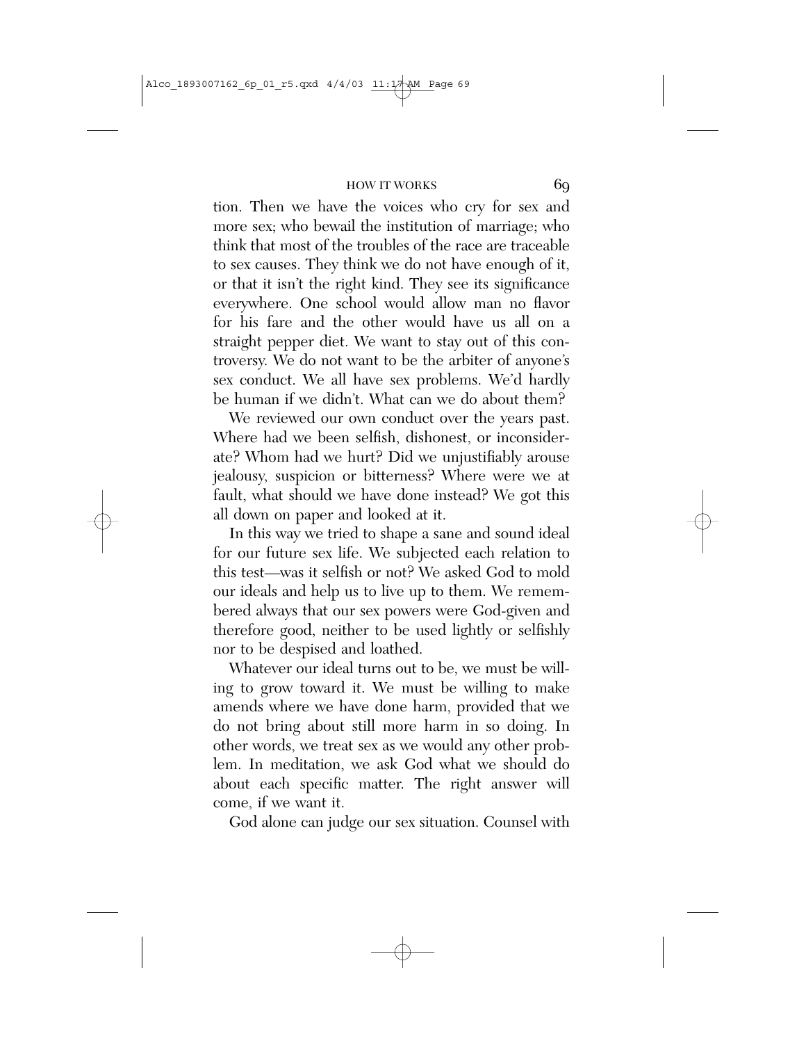tion. Then we have the voices who cry for sex and more sex; who bewail the institution of marriage; who think that most of the troubles of the race are traceable to sex causes. They think we do not have enough of it, or that it isn't the right kind. They see its significance everywhere. One school would allow man no flavor for his fare and the other would have us all on a straight pepper diet. We want to stay out of this controversy. We do not want to be the arbiter of anyone's sex conduct. We all have sex problems. We'd hardly be human if we didn't. What can we do about them?

We reviewed our own conduct over the years past. Where had we been selfish, dishonest, or inconsiderate? Whom had we hurt? Did we unjustifiably arouse jealousy, suspicion or bitterness? Where were we at fault, what should we have done instead? We got this all down on paper and looked at it.

In this way we tried to shape a sane and sound ideal for our future sex life. We subjected each relation to this test—was it selfish or not? We asked God to mold our ideals and help us to live up to them. We remembered always that our sex powers were God-given and therefore good, neither to be used lightly or selfishly nor to be despised and loathed.

Whatever our ideal turns out to be, we must be willing to grow toward it. We must be willing to make amends where we have done harm, provided that we do not bring about still more harm in so doing. In other words, we treat sex as we would any other problem. In meditation, we ask God what we should do about each specific matter. The right answer will come, if we want it.

God alone can judge our sex situation. Counsel with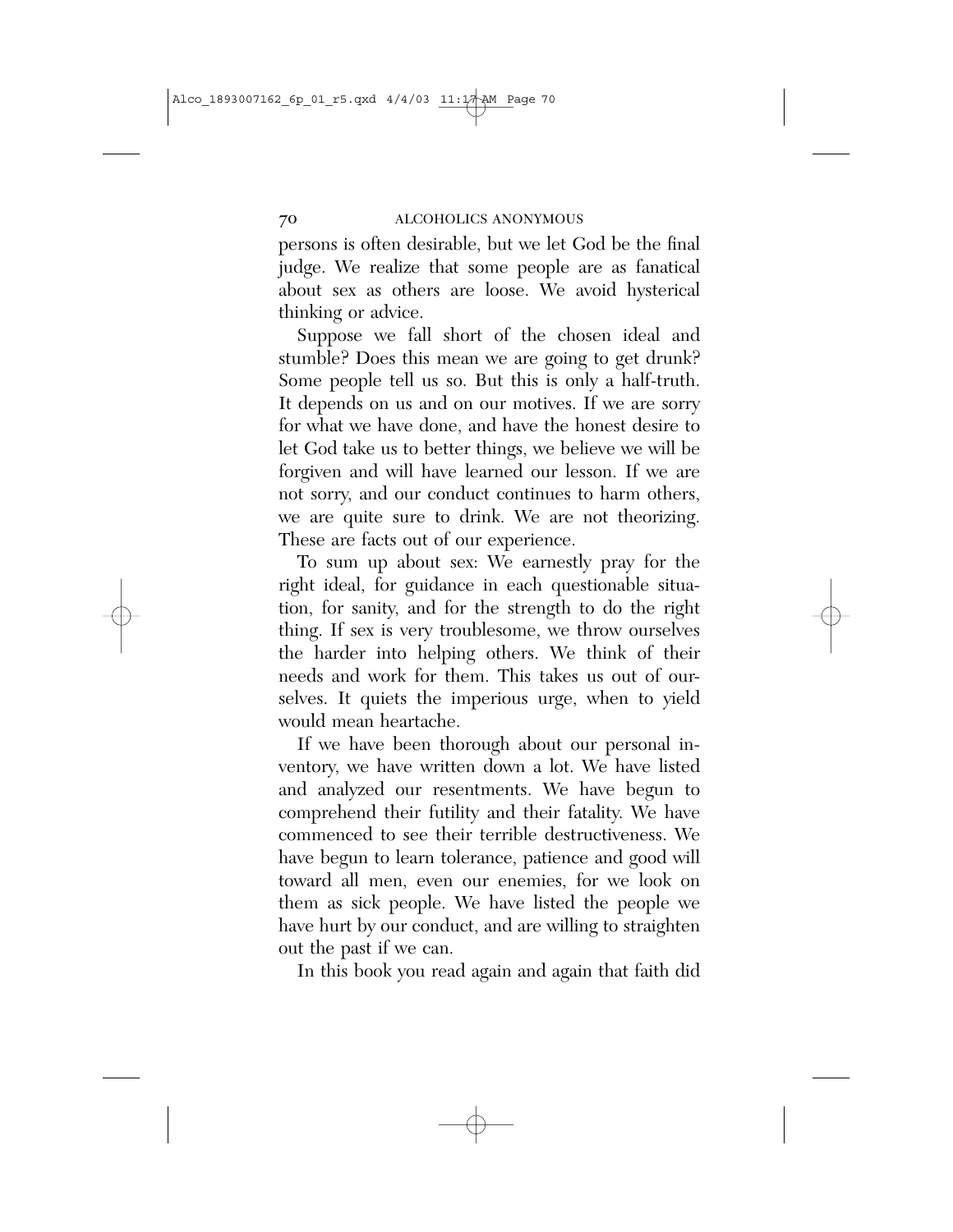persons is often desirable, but we let God be the final judge. We realize that some people are as fanatical about sex as others are loose. We avoid hysterical thinking or advice.

Suppose we fall short of the chosen ideal and stumble? Does this mean we are going to get drunk? Some people tell us so. But this is only a half-truth. It depends on us and on our motives. If we are sorry for what we have done, and have the honest desire to let God take us to better things, we believe we will be forgiven and will have learned our lesson. If we are not sorry, and our conduct continues to harm others, we are quite sure to drink. We are not theorizing. These are facts out of our experience.

To sum up about sex: We earnestly pray for the right ideal, for guidance in each questionable situation, for sanity, and for the strength to do the right thing. If sex is very troublesome, we throw ourselves the harder into helping others. We think of their needs and work for them. This takes us out of ourselves. It quiets the imperious urge, when to yield would mean heartache.

If we have been thorough about our personal inventory, we have written down a lot. We have listed and analyzed our resentments. We have begun to comprehend their futility and their fatality. We have commenced to see their terrible destructiveness. We have begun to learn tolerance, patience and good will toward all men, even our enemies, for we look on them as sick people. We have listed the people we have hurt by our conduct, and are willing to straighten out the past if we can.

In this book you read again and again that faith did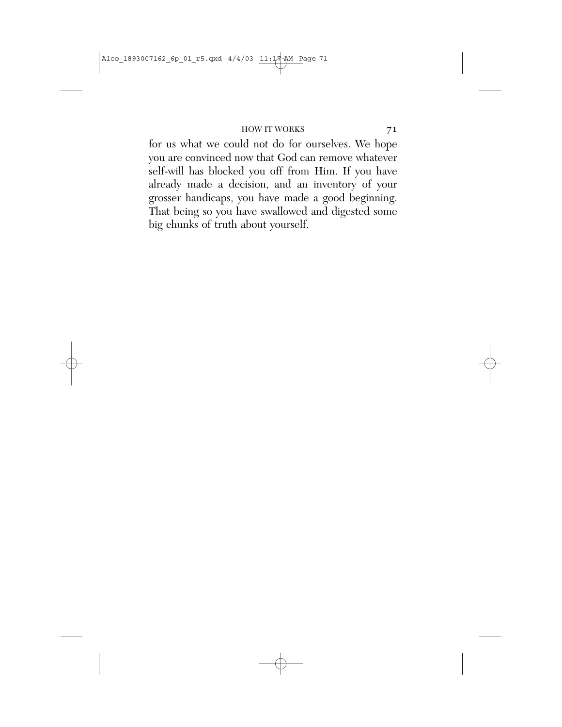for us what we could not do for ourselves. We hope you are convinced now that God can remove whatever self-will has blocked you off from Him. If you have already made a decision, and an inventory of your grosser handicaps, you have made a good beginning. That being so you have swallowed and digested some big chunks of truth about yourself.